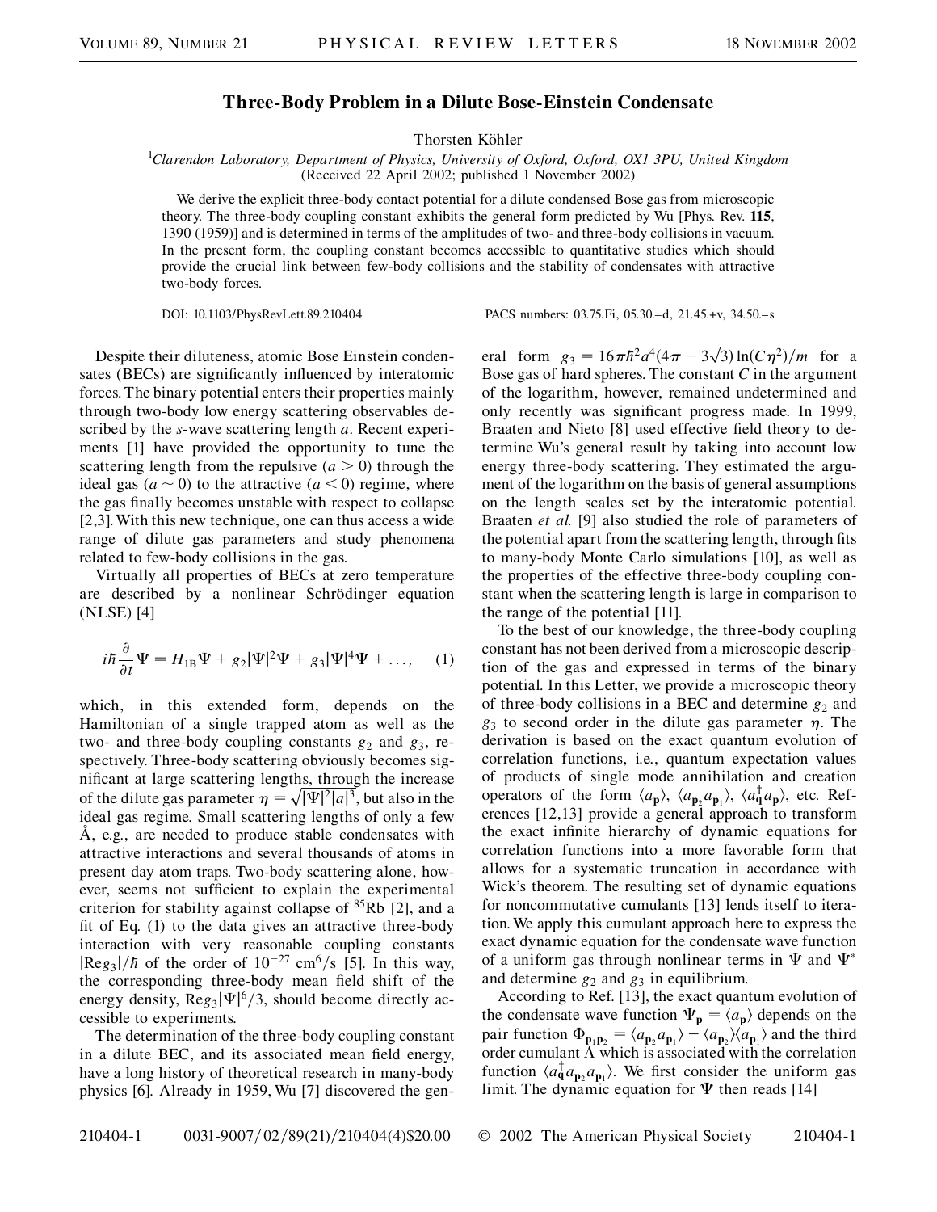# Three-Body Problem in a Dilute Bose-Einstein Condensate

Thorsten Köhler

[1]*Clarendon Laboratory, Department of Physics, University of Oxford, Oxford, OX1 3PU, United Kingdom*
(Received 22 April 2002; published 1 November 2002)

We derive the explicit three-body contact potential for a dilute condensed Bose gas from microscopic theory. The three-body coupling constant exhibits the general form predicted by Wu [Phys. Rev. **115**, 1390 (1959)] and is determined in terms of the amplitudes of two- and three-body collisions in vacuum. In the present form, the coupling constant becomes accessible to quantitative studies which should provide the crucial link between few-body collisions and the stability of condensates with attractive two-body forces.

DOI: 10.1103/PhysRevLett.89.210404 PACS numbers: 03.75.Fi, 05.30.–d, 21.45.+v, 34.50.–s

Despite their diluteness, atomic Bose Einstein condensates (BECs) are significantly influenced by interatomic forces. The binary potential enters their properties mainly through two-body low energy scattering observables described by the *s*-wave scattering length $a$. Recent experiments [1] have provided the opportunity to tune the scattering length from the repulsive ($a > 0$) through the ideal gas ($a \sim 0$) to the attractive ($a < 0$) regime, where the gas finally becomes unstable with respect to collapse [2,3]. With this new technique, one can thus access a wide range of dilute gas parameters and study phenomena related to few-body collisions in the gas.

Virtually all properties of BECs at zero temperature are described by a nonlinear Schrödinger equation (NLSE) [4]

$$i\hbar \frac{\partial}{\partial t}\Psi = H_{1\mathrm{B}}\Psi + g_2|\Psi|^2\Psi + g_3|\Psi|^4\Psi + \ldots, \qquad (1)$$

which, in this extended form, depends on the Hamiltonian of a single trapped atom as well as the two- and three-body coupling constants $g_2$ and $g_3$, respectively. Three-body scattering obviously becomes significant at large scattering lengths, through the increase of the dilute gas parameter $\eta = \sqrt{|\Psi|^2|a|^3}$, but also in the ideal gas regime. Small scattering lengths of only a few Å, e.g., are needed to produce stable condensates with attractive interactions and several thousands of atoms in present day atom traps. Two-body scattering alone, however, seems not sufficient to explain the experimental criterion for stability against collapse of $^{85}$Rb [2], and a fit of Eq. (1) to the data gives an attractive three-body interaction with very reasonable coupling constants $|\mathrm{Re}g_3|/\hbar$ of the order of $10^{-27}$ cm$^6$/s [5]. In this way, the corresponding three-body mean field shift of the energy density, $\mathrm{Re}g_3|\Psi|^6/3$, should become directly accessible to experiments.

The determination of the three-body coupling constant in a dilute BEC, and its associated mean field energy, have a long history of theoretical research in many-body physics [6]. Already in 1959, Wu [7] discovered the general form $g_3 = 16\pi\hbar^2 a^4(4\pi - 3\sqrt{3})\ln(C\eta^2)/m$ for a Bose gas of hard spheres. The constant $C$ in the argument of the logarithm, however, remained undetermined and only recently was significant progress made. In 1999, Braaten and Nieto [8] used effective field theory to determine Wu's general result by taking into account low energy three-body scattering. They estimated the argument of the logarithm on the basis of general assumptions on the length scales set by the interatomic potential. Braaten *et al.* [9] also studied the role of parameters of the potential apart from the scattering length, through fits to many-body Monte Carlo simulations [10], as well as the properties of the effective three-body coupling constant when the scattering length is large in comparison to the range of the potential [11].

To the best of our knowledge, the three-body coupling constant has not been derived from a microscopic description of the gas and expressed in terms of the binary potential. In this Letter, we provide a microscopic theory of three-body collisions in a BEC and determine $g_2$ and $g_3$ to second order in the dilute gas parameter $\eta$. The derivation is based on the exact quantum evolution of correlation functions, i.e., quantum expectation values of products of single mode annihilation and creation operators of the form $\langle a_{\mathbf{p}}\rangle$, $\langle a_{\mathbf{p}_2}a_{\mathbf{p}_1}\rangle$, $\langle a_{\mathbf{q}}^\dagger a_{\mathbf{p}}\rangle$, etc. References [12,13] provide a general approach to transform the exact infinite hierarchy of dynamic equations for correlation functions into a more favorable form that allows for a systematic truncation in accordance with Wick's theorem. The resulting set of dynamic equations for noncommutative cumulants [13] lends itself to iteration. We apply this cumulant approach here to express the exact dynamic equation for the condensate wave function of a uniform gas through nonlinear terms in $\Psi$ and $\Psi^*$ and determine $g_2$ and $g_3$ in equilibrium.

According to Ref. [13], the exact quantum evolution of the condensate wave function $\Psi_{\mathbf{p}} = \langle a_{\mathbf{p}}\rangle$ depends on the pair function $\Phi_{\mathbf{p}_1\mathbf{p}_2} = \langle a_{\mathbf{p}_2}a_{\mathbf{p}_1}\rangle - \langle a_{\mathbf{p}_2}\rangle\langle a_{\mathbf{p}_1}\rangle$ and the third order cumulant $\Lambda$ which is associated with the correlation function $\langle a_{\mathbf{q}}^\dagger a_{\mathbf{p}_2}a_{\mathbf{p}_1}\rangle$. We first consider the uniform gas limit. The dynamic equation for $\Psi$ then reads [14]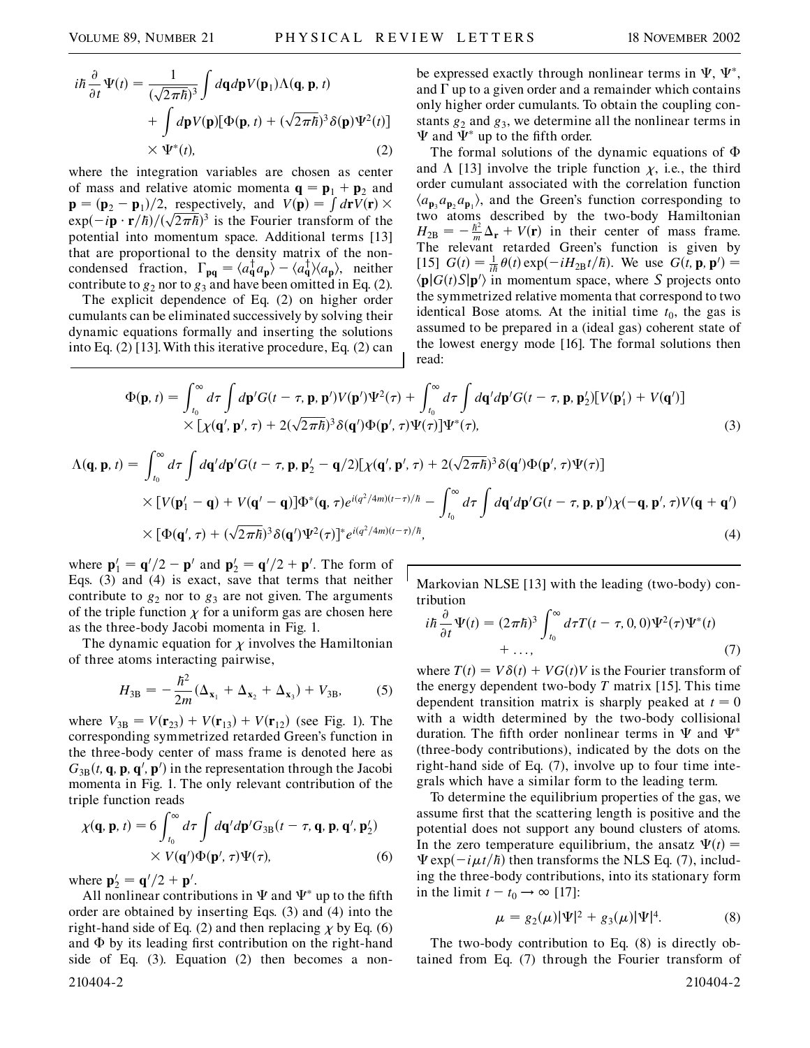$$i\hbar \frac{\partial}{\partial t}\Psi(t) = \frac{1}{(\sqrt{2\pi\hbar})^3}\int d\mathbf{q}d\mathbf{p}V(\mathbf{p}_1)\Lambda(\mathbf{q},\mathbf{p},t) + \int d\mathbf{p}V(\mathbf{p})[\Phi(\mathbf{p},t) + (\sqrt{2\pi\hbar})^3\delta(\mathbf{p})\Psi^2(t)] \times \Psi^*(t), \tag{2}$$

where the integration variables are chosen as center of mass and relative atomic momenta $\mathbf{q} = \mathbf{p}_1 + \mathbf{p}_2$ and $\mathbf{p} = (\mathbf{p}_2 - \mathbf{p}_1)/2$, respectively, and $V(\mathbf{p}) = \int d\mathbf{r}V(\mathbf{r}) \times \exp(-i\mathbf{p}\cdot\mathbf{r}/\hbar)/(\sqrt{2\pi\hbar})^3$ is the Fourier transform of the potential into momentum space. Additional terms [13] that are proportional to the density matrix of the noncondensed fraction, $\Gamma_{\mathbf{pq}} = \langle a_{\mathbf{q}}^\dagger a_{\mathbf{p}}\rangle - \langle a_{\mathbf{q}}^\dagger\rangle\langle a_{\mathbf{p}}\rangle$, neither contribute to $g_2$ nor to $g_3$ and have been omitted in Eq. (2).

The explicit dependence of Eq. (2) on higher order cumulants can be eliminated successively by solving their dynamic equations formally and inserting the solutions into Eq. (2) [13]. With this iterative procedure, Eq. (2) can be expressed exactly through nonlinear terms in $\Psi$, $\Psi^*$, and $\Gamma$ up to a given order and a remainder which contains only higher order cumulants. To obtain the coupling constants $g_2$ and $g_3$, we determine all the nonlinear terms in $\Psi$ and $\Psi^*$ up to the fifth order.

The formal solutions of the dynamic equations of $\Phi$ and $\Lambda$ [13] involve the triple function $\chi$, i.e., the third order cumulant associated with the correlation function $\langle a_{\mathbf{p}_3}a_{\mathbf{p}_2}a_{\mathbf{p}_1}\rangle$, and the Green's function corresponding to two atoms described by the two-body Hamiltonian $H_{2\mathrm{B}} = -\frac{\hbar^2}{m}\Delta_{\mathbf{r}} + V(\mathbf{r})$ in their center of mass frame. The relevant retarded Green's function is given by [15] $G(t) = \frac{1}{i\hbar}\theta(t)\exp(-iH_{2\mathrm{B}}t/\hbar)$. We use $G(t,\mathbf{p},\mathbf{p}') = \langle\mathbf{p}|G(t)S|\mathbf{p}'\rangle$ in momentum space, where $S$ projects onto the symmetrized relative momenta that correspond to two identical Bose atoms. At the initial time $t_0$, the gas is assumed to be prepared in a (ideal gas) coherent state of the lowest energy mode [16]. The formal solutions then read:

$$\Phi(\mathbf{p},t) = \int_{t_0}^{\infty} d\tau \int d\mathbf{p}' G(t-\tau,\mathbf{p},\mathbf{p}')V(\mathbf{p}')\Psi^2(\tau) + \int_{t_0}^{\infty} d\tau \int d\mathbf{q}'d\mathbf{p}' G(t-\tau,\mathbf{p},\mathbf{p}_2')[V(\mathbf{p}_1') + V(\mathbf{q}')] \times [\chi(\mathbf{q}',\mathbf{p}',\tau) + 2(\sqrt{2\pi\hbar})^3\delta(\mathbf{q}')\Phi(\mathbf{p}',\tau)\Psi(\tau)]\Psi^*(\tau), \tag{3}$$

$$\Lambda(\mathbf{q},\mathbf{p},t) = \int_{t_0}^{\infty} d\tau \int d\mathbf{q}'d\mathbf{p}' G(t-\tau,\mathbf{p},\mathbf{p}_2'-\mathbf{q}/2)[\chi(\mathbf{q}',\mathbf{p}',\tau) + 2(\sqrt{2\pi\hbar})^3\delta(\mathbf{q}')\Phi(\mathbf{p}',\tau)\Psi(\tau)] \times [V(\mathbf{p}_1'-\mathbf{q}) + V(\mathbf{q}'-\mathbf{q})]\Phi^*(\mathbf{q},\tau)e^{i(q^2/4m)(t-\tau)/\hbar} - \int_{t_0}^{\infty} d\tau \int d\mathbf{q}'d\mathbf{p}' G(t-\tau,\mathbf{p},\mathbf{p}')\chi(-\mathbf{q},\mathbf{p}',\tau)V(\mathbf{q}+\mathbf{q}') \times [\Phi(\mathbf{q}',\tau) + (\sqrt{2\pi\hbar})^3\delta(\mathbf{q}')\Psi^2(\tau)]^* e^{i(q^2/4m)(t-\tau)/\hbar}, \tag{4}$$

where $\mathbf{p}_1' = \mathbf{q}'/2 - \mathbf{p}'$ and $\mathbf{p}_2' = \mathbf{q}'/2 + \mathbf{p}'$. The form of Eqs. (3) and (4) is exact, save that terms that neither contribute to $g_2$ nor to $g_3$ are not given. The arguments of the triple function $\chi$ for a uniform gas are chosen here as the three-body Jacobi momenta in Fig. 1.

The dynamic equation for $\chi$ involves the Hamiltonian of three atoms interacting pairwise,

$$H_{3\mathrm{B}} = -\frac{\hbar^2}{2m}(\Delta_{\mathbf{x}_1} + \Delta_{\mathbf{x}_2} + \Delta_{\mathbf{x}_3}) + V_{3\mathrm{B}}, \tag{5}$$

where $V_{3\mathrm{B}} = V(\mathbf{r}_{23}) + V(\mathbf{r}_{13}) + V(\mathbf{r}_{12})$ (see Fig. 1). The corresponding symmetrized retarded Green's function in the three-body center of mass frame is denoted here as $G_{3\mathrm{B}}(t,\mathbf{q},\mathbf{p},\mathbf{q}',\mathbf{p}')$ in the representation through the Jacobi momenta in Fig. 1. The only relevant contribution of the triple function reads

$$\chi(\mathbf{q},\mathbf{p},t) = 6\int_{t_0}^{\infty} d\tau \int d\mathbf{q}'d\mathbf{p}' G_{3\mathrm{B}}(t-\tau,\mathbf{q},\mathbf{p},\mathbf{q}',\mathbf{p}_2') \times V(\mathbf{q}')\Phi(\mathbf{p}',\tau)\Psi(\tau), \tag{6}$$

where $\mathbf{p}_2' = \mathbf{q}'/2 + \mathbf{p}'$.

All nonlinear contributions in $\Psi$ and $\Psi^*$ up to the fifth order are obtained by inserting Eqs. (3) and (4) into the right-hand side of Eq. (2) and then replacing $\chi$ by Eq. (6) and $\Phi$ by its leading first contribution on the right-hand side of Eq. (3). Equation (2) then becomes a non-Markovian NLSE [13] with the leading (two-body) contribution

$$i\hbar\frac{\partial}{\partial t}\Psi(t) = (2\pi\hbar)^3\int_{t_0}^{\infty} d\tau T(t-\tau,0,0)\Psi^2(\tau)\Psi^*(t) + \ldots, \tag{7}$$

where $T(t) = V\delta(t) + VG(t)V$ is the Fourier transform of the energy dependent two-body $T$ matrix [15]. This time dependent transition matrix is sharply peaked at $t = 0$ with a width determined by the two-body collisional duration. The fifth order nonlinear terms in $\Psi$ and $\Psi^*$ (three-body contributions), indicated by the dots on the right-hand side of Eq. (7), involve up to four time integrals which have a similar form to the leading term.

To determine the equilibrium properties of the gas, we assume first that the scattering length is positive and the potential does not support any bound clusters of atoms. In the zero temperature equilibrium, the ansatz $\Psi(t) = \Psi\exp(-i\mu t/\hbar)$ then transforms the NLS Eq. (7), including the three-body contributions, into its stationary form in the limit $t - t_0 \to \infty$ [17]:

$$\mu = g_2(\mu)|\Psi|^2 + g_3(\mu)|\Psi|^4. \tag{8}$$

The two-body contribution to Eq. (8) is directly obtained from Eq. (7) through the Fourier transform of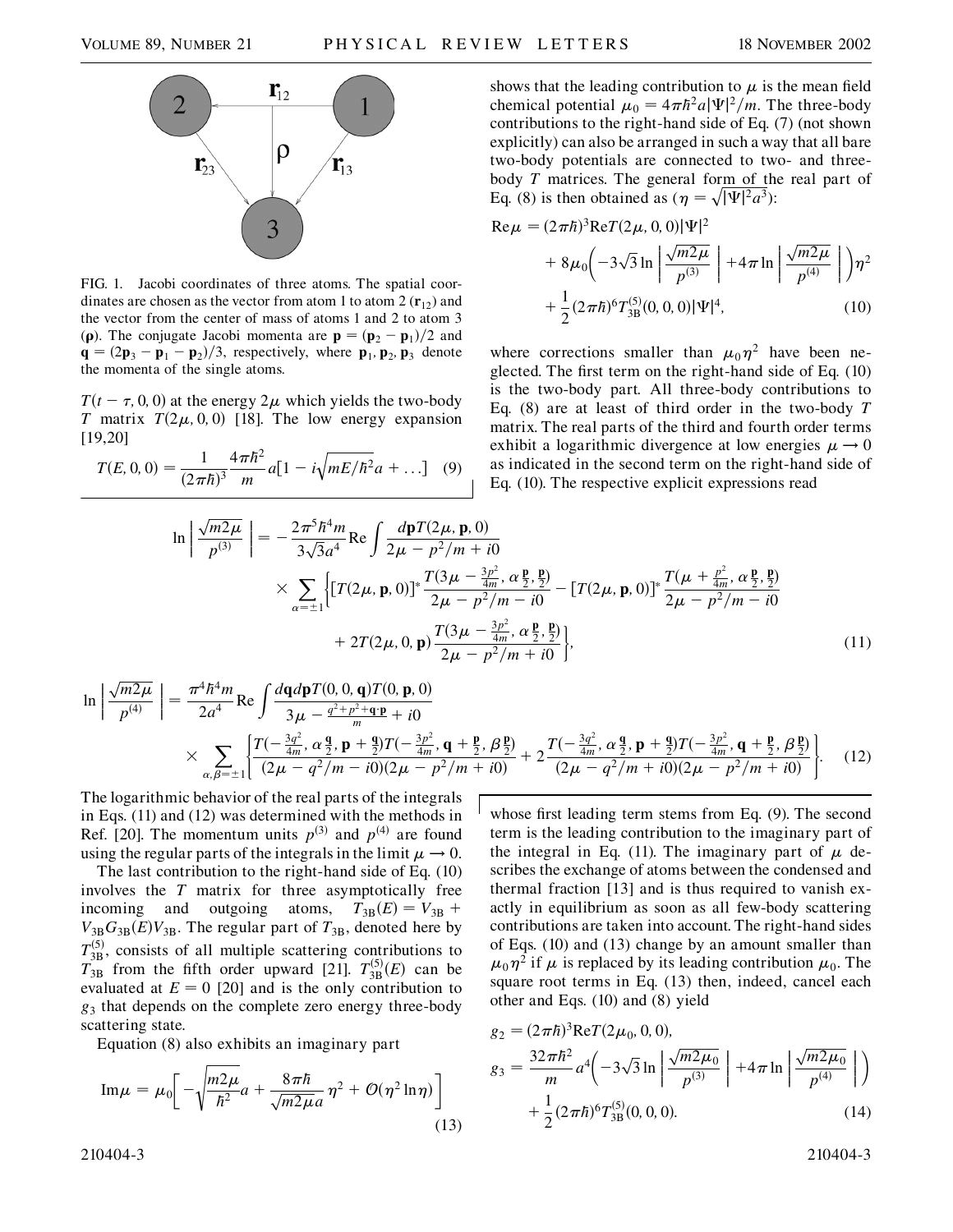FIG. 1. Jacobi coordinates of three atoms. The spatial coordinates are chosen as the vector from atom 1 to atom 2 ($\mathbf{r}_{12}$) and the vector from the center of mass of atoms 1 and 2 to atom 3 ($\boldsymbol{\rho}$). The conjugate Jacobi momenta are $\mathbf{p} = (\mathbf{p}_2 - \mathbf{p}_1)/2$ and $\mathbf{q} = (2\mathbf{p}_3 - \mathbf{p}_1 - \mathbf{p}_2)/3$, respectively, where $\mathbf{p}_1, \mathbf{p}_2, \mathbf{p}_3$ denote the momenta of the single atoms.

$T(t - \tau, 0, 0)$ at the energy $2\mu$ which yields the two-body $T$ matrix $T(2\mu, 0, 0)$ [18]. The low energy expansion [19,20]

$$T(E, 0, 0) = \frac{1}{(2\pi\hbar)^3}\frac{4\pi\hbar^2}{m}a[1 - i\sqrt{mE/\hbar^2}a + \ldots] \quad (9)$$

shows that the leading contribution to $\mu$ is the mean field chemical potential $\mu_0 = 4\pi\hbar^2 a|\Psi|^2/m$. The three-body contributions to the right-hand side of Eq. (7) (not shown explicitly) can also be arranged in such a way that all bare two-body potentials are connected to two- and three-body $T$ matrices. The general form of the real part of Eq. (8) is then obtained as ($\eta = \sqrt{|\Psi|^2 a^3}$):

$$\begin{aligned}\mathrm{Re}\mu &= (2\pi\hbar)^3 \mathrm{Re}T(2\mu, 0, 0)|\Psi|^2 \\ &\quad + 8\mu_0\left(-3\sqrt{3}\ln\left|\frac{\sqrt{m2\mu}}{p^{(3)}}\right| + 4\pi\ln\left|\frac{\sqrt{m2\mu}}{p^{(4)}}\right|\right)\eta^2 \\ &\quad + \frac{1}{2}(2\pi\hbar)^6 T_{3\mathrm{B}}^{(5)}(0, 0, 0)|\Psi|^4, \end{aligned} \quad (10)$$

where corrections smaller than $\mu_0\eta^2$ have been neglected. The first term on the right-hand side of Eq. (10) is the two-body part. All three-body contributions to Eq. (8) are at least of third order in the two-body $T$ matrix. The real parts of the third and fourth order terms exhibit a logarithmic divergence at low energies $\mu \to 0$ as indicated in the second term on the right-hand side of Eq. (10). The respective explicit expressions read

$$\begin{aligned}\ln\left|\frac{\sqrt{m2\mu}}{p^{(3)}}\right| &= -\frac{2\pi^5\hbar^4 m}{3\sqrt{3}a^4}\mathrm{Re}\int \frac{d\mathbf{p}T(2\mu, \mathbf{p}, 0)}{2\mu - p^2/m + i0} \\ &\quad \times \sum_{\alpha=\pm 1}\left\{[T(2\mu, \mathbf{p}, 0)]^* \frac{T(3\mu - \frac{3p^2}{4m}, \alpha\frac{\mathbf{p}}{2}, \frac{\mathbf{p}}{2})}{2\mu - p^2/m - i0} - [T(2\mu, \mathbf{p}, 0)]^* \frac{T(\mu + \frac{p^2}{4m}, \alpha\frac{\mathbf{p}}{2}, \frac{\mathbf{p}}{2})}{2\mu - p^2/m - i0} \right. \\ &\quad \left. + 2T(2\mu, 0, \mathbf{p})\frac{T(3\mu - \frac{3p^2}{4m}, \alpha\frac{\mathbf{p}}{2}, \frac{\mathbf{p}}{2})}{2\mu - p^2/m + i0}\right\}, \end{aligned} \quad (11)$$

$$\begin{aligned}\ln\left|\frac{\sqrt{m2\mu}}{p^{(4)}}\right| &= \frac{\pi^4\hbar^4 m}{2a^4}\mathrm{Re}\int \frac{d\mathbf{q}d\mathbf{p}T(0, 0, \mathbf{q})T(0, \mathbf{p}, 0)}{3\mu - \frac{q^2 + p^2 + \mathbf{q}\cdot\mathbf{p}}{m} + i0} \\ &\quad \times \sum_{\alpha,\beta=\pm 1}\left\{\frac{T(-\frac{3q^2}{4m}, \alpha\frac{\mathbf{q}}{2}, \mathbf{p} + \frac{\mathbf{q}}{2})T(-\frac{3p^2}{4m}, \mathbf{q} + \frac{\mathbf{p}}{2}, \beta\frac{\mathbf{p}}{2})}{(2\mu - q^2/m - i0)(2\mu - p^2/m + i0)} + 2\frac{T(-\frac{3q^2}{4m}, \alpha\frac{\mathbf{q}}{2}, \mathbf{p} + \frac{\mathbf{q}}{2})T(-\frac{3p^2}{4m}, \mathbf{q} + \frac{\mathbf{p}}{2}, \beta\frac{\mathbf{p}}{2})}{(2\mu - q^2/m + i0)(2\mu - p^2/m + i0)}\right\}. \end{aligned} \quad (12)$$

The logarithmic behavior of the real parts of the integrals in Eqs. (11) and (12) was determined with the methods in Ref. [20]. The momentum units $p^{(3)}$ and $p^{(4)}$ are found using the regular parts of the integrals in the limit $\mu \to 0$.

The last contribution to the right-hand side of Eq. (10) involves the $T$ matrix for three asymptotically free incoming and outgoing atoms, $T_{3\mathrm{B}}(E) = V_{3\mathrm{B}} + V_{3\mathrm{B}}G_{3\mathrm{B}}(E)V_{3\mathrm{B}}$. The regular part of $T_{3\mathrm{B}}$, denoted here by $T_{3\mathrm{B}}^{(5)}$, consists of all multiple scattering contributions to $T_{3\mathrm{B}}$ from the fifth order upward [21]. $T_{3\mathrm{B}}^{(5)}(E)$ can be evaluated at $E = 0$ [20] and is the only contribution to $g_3$ that depends on the complete zero energy three-body scattering state.

Equation (8) also exhibits an imaginary part

$$\mathrm{Im}\mu = \mu_0\left[-\sqrt{\frac{m2\mu}{\hbar^2}}a + \frac{8\pi\hbar}{\sqrt{m2\mu}a}\eta^2 + \mathcal{O}(\eta^2\ln\eta)\right] \quad (13)$$

whose first leading term stems from Eq. (9). The second term is the leading contribution to the imaginary part of the integral in Eq. (11). The imaginary part of $\mu$ describes the exchange of atoms between the condensed and thermal fraction [13] and is thus required to vanish exactly in equilibrium as soon as all few-body scattering contributions are taken into account. The right-hand sides of Eqs. (10) and (13) change by an amount smaller than $\mu_0\eta^2$ if $\mu$ is replaced by its leading contribution $\mu_0$. The square root terms in Eq. (13) then, indeed, cancel each other and Eqs. (10) and (8) yield

$$\begin{aligned}g_2 &= (2\pi\hbar)^3 \mathrm{Re}T(2\mu_0, 0, 0), \\ g_3 &= \frac{32\pi\hbar^2}{m}a^4\left(-3\sqrt{3}\ln\left|\frac{\sqrt{m2\mu_0}}{p^{(3)}}\right| + 4\pi\ln\left|\frac{\sqrt{m2\mu_0}}{p^{(4)}}\right|\right) \\ &\quad + \frac{1}{2}(2\pi\hbar)^6 T_{3\mathrm{B}}^{(5)}(0, 0, 0). \end{aligned} \quad (14)$$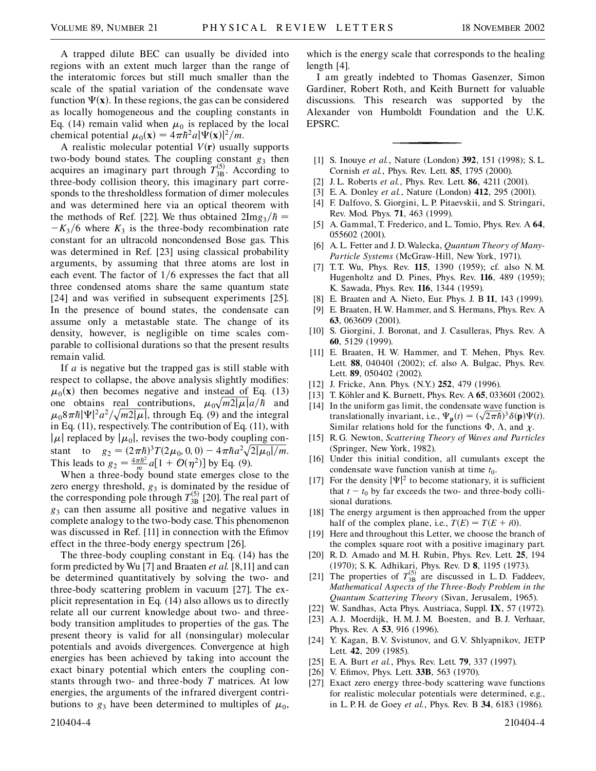A trapped dilute BEC can usually be divided into regions with an extent much larger than the range of the interatomic forces but still much smaller than the scale of the spatial variation of the condensate wave function $\Psi(\mathbf{x})$. In these regions, the gas can be considered as locally homogeneous and the coupling constants in Eq. (14) remain valid when $\mu_0$ is replaced by the local chemical potential $\mu_0(\mathbf{x}) = 4\pi\hbar^2 a|\Psi(\mathbf{x})|^2/m$.

A realistic molecular potential $V(\mathbf{r})$ usually supports two-body bound states. The coupling constant $g_3$ then acquires an imaginary part through $T_{3\mathrm{B}}^{(5)}$. According to three-body collision theory, this imaginary part corresponds to the thresholdless formation of dimer molecules and was determined here via an optical theorem with the methods of Ref. [22]. We thus obtained $2\mathrm{Im}g_3/\hbar = -K_3/6$ where $K_3$ is the three-body recombination rate constant for an ultracold noncondensed Bose gas. This was determined in Ref. [23] using classical probability arguments, by assuming that three atoms are lost in each event. The factor of $1/6$ expresses the fact that all three condensed atoms share the same quantum state [24] and was verified in subsequent experiments [25]. In the presence of bound states, the condensate can assume only a metastable state. The change of its density, however, is negligible on time scales comparable to collisional durations so that the present results remain valid.

If $a$ is negative but the trapped gas is still stable with respect to collapse, the above analysis slightly modifies: $\mu_0(\mathbf{x})$ then becomes negative and instead of Eq. (13) one obtains real contributions, $\mu_0\sqrt{m2|\mu|}a/\hbar$ and $\mu_0 8\pi\hbar|\Psi|^2a^2/\sqrt{m2|\mu|}$, through Eq. (9) and the integral in Eq. (11), respectively. The contribution of Eq. (11), with $|\mu|$ replaced by $|\mu_0|$, revises the two-body coupling constant to $g_2 = (2\pi\hbar)^3 T(2\mu_0, 0, 0) - 4\pi\hbar a^2\sqrt{2|\mu_0|/m}$. This leads to $g_2 = \frac{4\pi\hbar^2}{m}a[1 + \mathcal{O}(\eta^2)]$ by Eq. (9).

When a three-body bound state emerges close to the zero energy threshold, $g_3$ is dominated by the residue of the corresponding pole through $T_{3\mathrm{B}}^{(5)}$ [20]. The real part of $g_3$ can then assume all positive and negative values in complete analogy to the two-body case. This phenomenon was discussed in Ref. [11] in connection with the Efimov effect in the three-body energy spectrum [26].

The three-body coupling constant in Eq. (14) has the form predicted by Wu [7] and Braaten *et al.* [8,11] and can be determined quantitatively by solving the two- and three-body scattering problem in vacuum [27]. The explicit representation in Eq. (14) also allows us to directly relate all our current knowledge about two- and three-body transition amplitudes to properties of the gas. The present theory is valid for all (nonsingular) molecular potentials and avoids divergences. Convergence at high energies has been achieved by taking into account the exact binary potential which enters the coupling constants through two- and three-body $T$ matrices. At low energies, the arguments of the infrared divergent contributions to $g_3$ have been determined to multiples of $\mu_0$, which is the energy scale that corresponds to the healing length [4].

I am greatly indebted to Thomas Gasenzer, Simon Gardiner, Robert Roth, and Keith Burnett for valuable discussions. This research was supported by the Alexander von Humboldt Foundation and the U.K. EPSRC.

---

[1] S. Inouye *et al.*, Nature (London) **392**, 151 (1998); S. L. Cornish *et al.*, Phys. Rev. Lett. **85**, 1795 (2000).

[2] J. L. Roberts *et al.*, Phys. Rev. Lett. **86**, 4211 (2001).

[3] E. A. Donley *et al.*, Nature (London) **412**, 295 (2001).

[4] F. Dalfovo, S. Giorgini, L. P. Pitaevskii, and S. Stringari, Rev. Mod. Phys. **71**, 463 (1999).

[5] A. Gammal, T. Frederico, and L. Tomio, Phys. Rev. A **64**, 055602 (2001).

[6] A. L. Fetter and J. D. Walecka, *Quantum Theory of Many-Particle Systems* (McGraw-Hill, New York, 1971).

[7] T. T. Wu, Phys. Rev. **115**, 1390 (1959); cf. also N. M. Hugenholtz and D. Pines, Phys. Rev. **116**, 489 (1959); K. Sawada, Phys. Rev. **116**, 1344 (1959).

[8] E. Braaten and A. Nieto, Eur. Phys. J. B **11**, 143 (1999).

[9] E. Braaten, H. W. Hammer, and S. Hermans, Phys. Rev. A **63**, 063609 (2001).

[10] S. Giorgini, J. Boronat, and J. Casulleras, Phys. Rev. A **60**, 5129 (1999).

[11] E. Braaten, H. W. Hammer, and T. Mehen, Phys. Rev. Lett. **88**, 040401 (2002); cf. also A. Bulgac, Phys. Rev. Lett. **89**, 050402 (2002).

[12] J. Fricke, Ann. Phys. (N.Y.) **252**, 479 (1996).

[13] T. Köhler and K. Burnett, Phys. Rev. A **65**, 033601 (2002).

[14] In the uniform gas limit, the condensate wave function is translationally invariant, i.e., $\Psi_{\mathbf{p}}(t) = (\sqrt{2\pi\hbar})^3\delta(\mathbf{p})\Psi(t)$. Similar relations hold for the functions $\Phi$, $\Lambda$, and $\chi$.

[15] R. G. Newton, *Scattering Theory of Waves and Particles* (Springer, New York, 1982).

[16] Under this initial condition, all cumulants except the condensate wave function vanish at time $t_0$.

[17] For the density $|\Psi|^2$ to become stationary, it is sufficient that $t - t_0$ by far exceeds the two- and three-body collisional durations.

[18] The energy argument is then approached from the upper half of the complex plane, i.e., $T(E) = T(E + i0)$.

[19] Here and throughout this Letter, we choose the branch of the complex square root with a positive imaginary part.

[20] R. D. Amado and M. H. Rubin, Phys. Rev. Lett. **25**, 194 (1970); S. K. Adhikari, Phys. Rev. D **8**, 1195 (1973).

[21] The properties of $T_{3\mathrm{B}}^{(5)}$ are discussed in L. D. Faddeev, *Mathematical Aspects of the Three-Body Problem in the Quantum Scattering Theory* (Sivan, Jerusalem, 1965).

[22] W. Sandhas, Acta Phys. Austriaca, Suppl. **IX**, 57 (1972).

[23] A. J. Moerdijk, H. M. J. M. Boesten, and B. J. Verhaar, Phys. Rev. A **53**, 916 (1996).

[24] Y. Kagan, B. V. Svistunov, and G. V. Shlyapnikov, JETP Lett. **42**, 209 (1985).

[25] E. A. Burt *et al.*, Phys. Rev. Lett. **79**, 337 (1997).

[26] V. Efimov, Phys. Lett. **33B**, 563 (1970).

[27] Exact zero energy three-body scattering wave functions for realistic molecular potentials were determined, e.g., in L. P. H. de Goey *et al.*, Phys. Rev. B **34**, 6183 (1986).